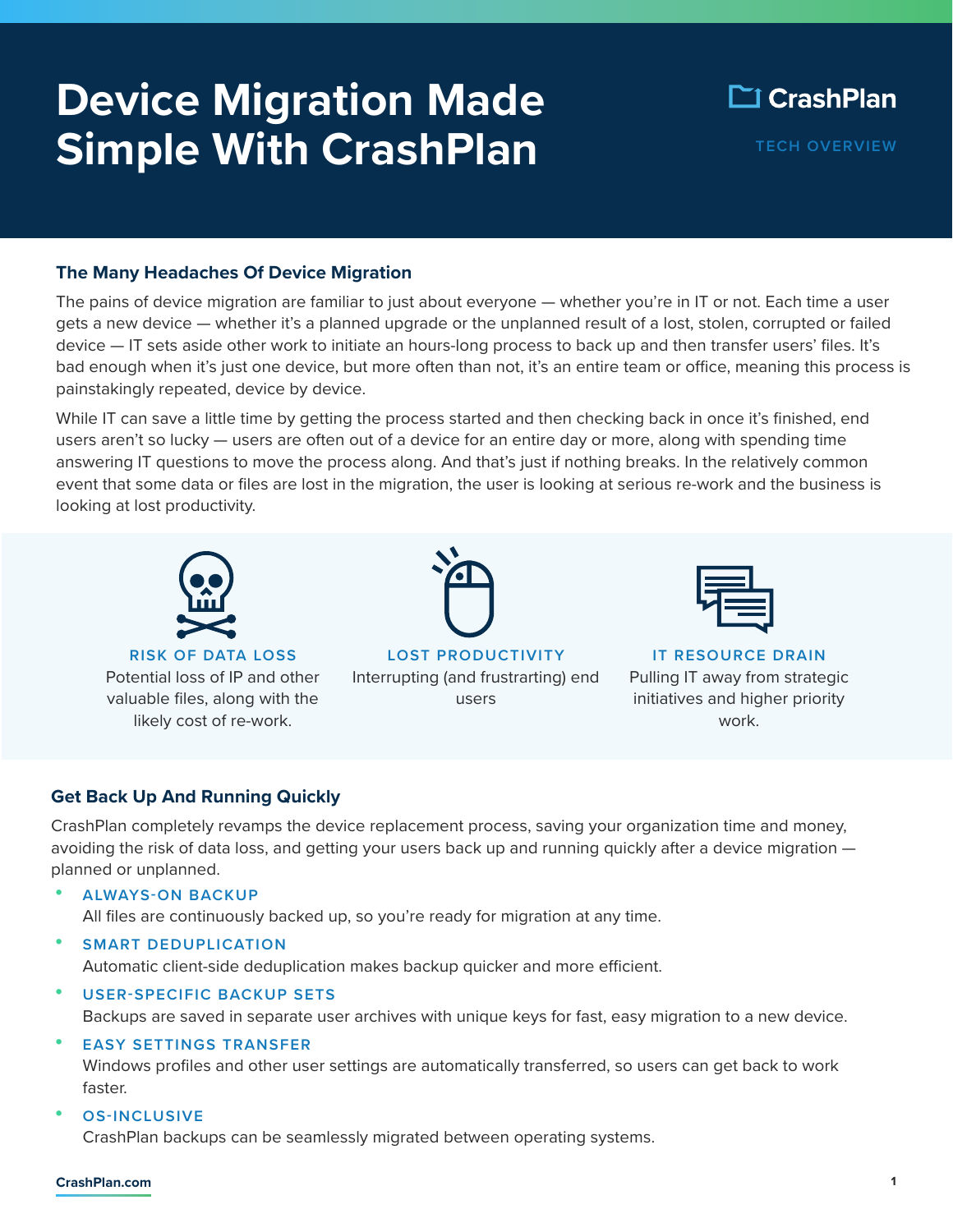# Device Migration Made Simple With CrashPlan

CrashPlan

TECH OVERVIEW

## The Many Headaches Of Device Migration

The pains of device migration are familiar to just about everyone — whether you're in IT or not. Each time a user gets a new device — whether it's a planned upgrade or the unplanned result of a lost, stolen, corrupted or failed device — IT sets aside other work to initiate an hours-long process to back up and then transfer users' files. It's bad enough when it's just one device, but more often than not, it's an entire team or office, meaning this process is painstakingly repeated, device by device.

While IT can save a little time by getting the process started and then checking back in once it's finished, end users aren't so lucky — users are often out of a device for an entire day or more, along with spending time answering IT questions to move the process along. And that's just if nothing breaks. In the relatively common event that some data or files are lost in the migration, the user is looking at serious re-work and the business is looking at lost productivity.

**RISK OF DATA LOSS**
Potential loss of IP and other valuable files, along with the likely cost of re-work.

**LOST PRODUCTIVITY**
Interrupting (and frustrarting) end users

**IT RESOURCE DRAIN**
Pulling IT away from strategic initiatives and higher priority work.

## Get Back Up And Running Quickly

CrashPlan completely revamps the device replacement process, saving your organization time and money, avoiding the risk of data loss, and getting your users back up and running quickly after a device migration — planned or unplanned.

- **ALWAYS-ON BACKUP**
  All files are continuously backed up, so you're ready for migration at any time.
- **SMART DEDUPLICATION**
  Automatic client-side deduplication makes backup quicker and more efficient.
- **USER-SPECIFIC BACKUP SETS**
  Backups are saved in separate user archives with unique keys for fast, easy migration to a new device.
- **EASY SETTINGS TRANSFER**
  Windows profiles and other user settings are automatically transferred, so users can get back to work faster.
- **OS-INCLUSIVE**
  CrashPlan backups can be seamlessly migrated between operating systems.

CrashPlan.com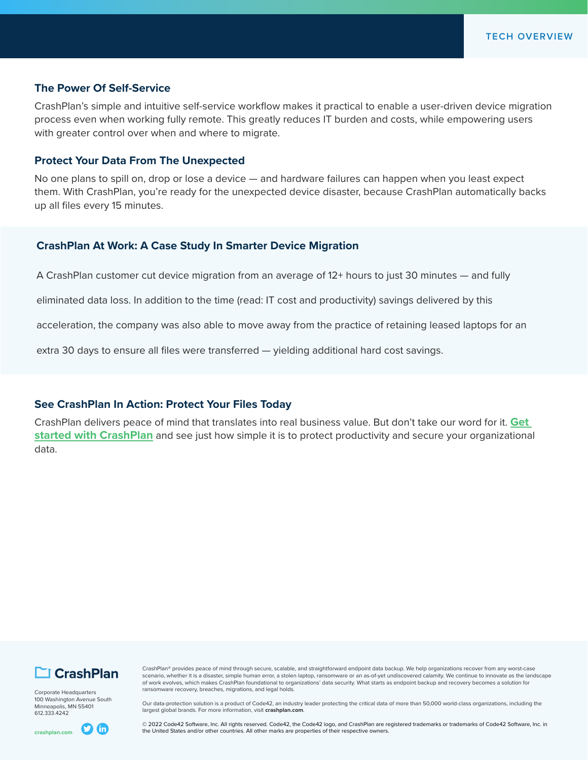### The Power Of Self-Service

CrashPlan's simple and intuitive self-service workflow makes it practical to enable a user-driven device migration process even when working fully remote. This greatly reduces IT burden and costs, while empowering users with greater control over when and where to migrate.

### Protect Your Data From The Unexpected

No one plans to spill on, drop or lose a device — and hardware failures can happen when you least expect them. With CrashPlan, you're ready for the unexpected device disaster, because CrashPlan automatically backs up all files every 15 minutes.

### CrashPlan At Work: A Case Study In Smarter Device Migration

A CrashPlan customer cut device migration from an average of 12+ hours to just 30 minutes — and fully eliminated data loss. In addition to the time (read: IT cost and productivity) savings delivered by this acceleration, the company was also able to move away from the practice of retaining leased laptops for an extra 30 days to ensure all files were transferred — yielding additional hard cost savings.

### See CrashPlan In Action: Protect Your Files Today

CrashPlan delivers peace of mind that translates into real business value. But don't take our word for it. **Get started with CrashPlan** and see just how simple it is to protect productivity and secure your organizational data.

**CrashPlan**

Corporate Headquarters
100 Washington Avenue South
Minneapolis, MN 55401
612.333.4242

crashplan.com

CrashPlan® provides peace of mind through secure, scalable, and straightforward endpoint data backup. We help organizations recover from any worst-case scenario, whether it is a disaster, simple human error, a stolen laptop, ransomware or an as-of-yet undiscovered calamity. We continue to innovate as the landscape of work evolves, which makes CrashPlan foundational to organizations' data security. What starts as endpoint backup and recovery becomes a solution for ransomware recovery, breaches, migrations, and legal holds.

Our data-protection solution is a product of Code42, an industry leader protecting the critical data of more than 50,000 world-class organizations, including the largest global brands. For more information, visit **crashplan.com**.

© 2022 Code42 Software, Inc. All rights reserved. Code42, the Code42 logo, and CrashPlan are registered trademarks or trademarks of Code42 Software, Inc. in the United States and/or other countries. All other marks are properties of their respective owners.